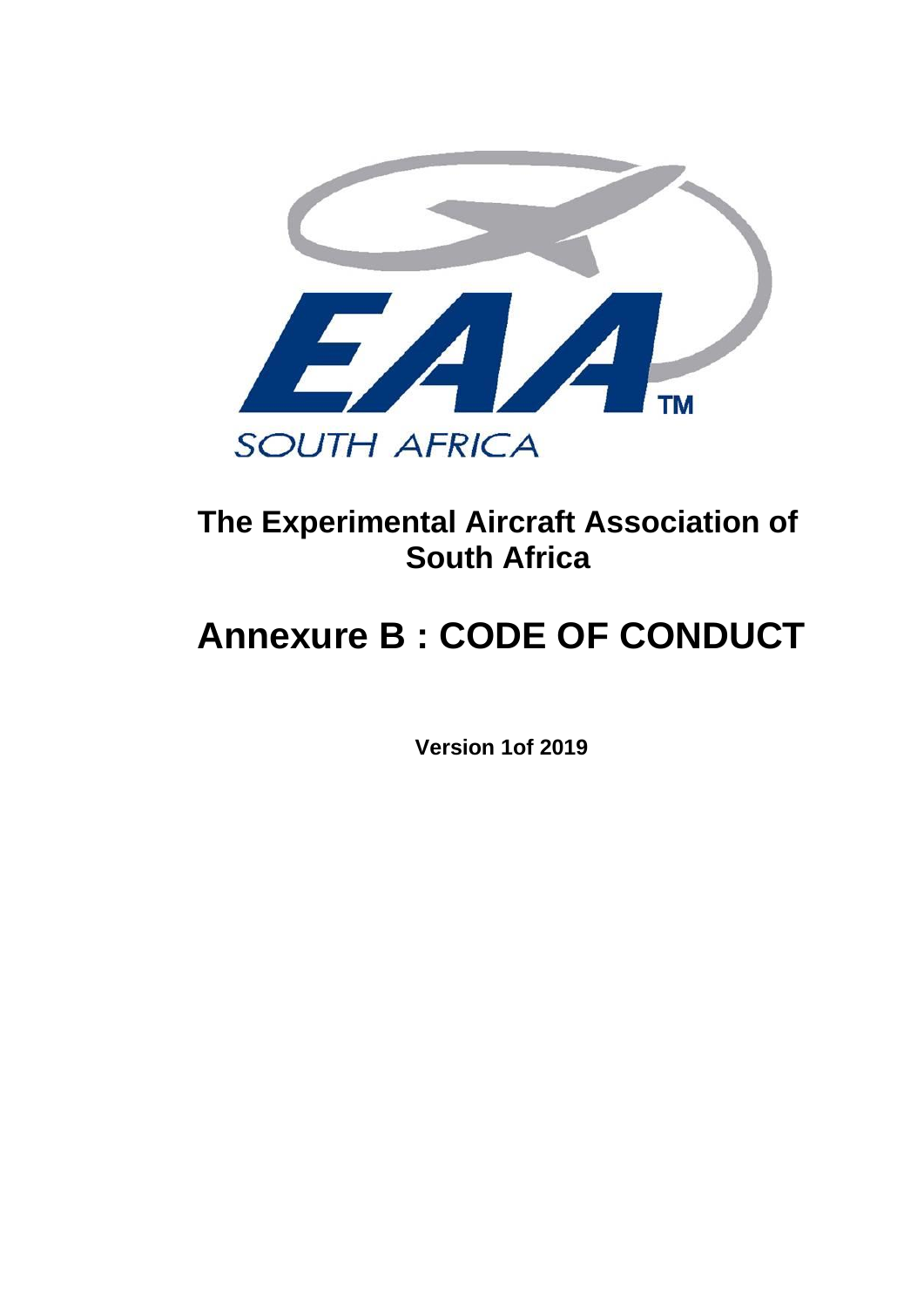EAA™

SOUTH AFRICA

# The Experimental Aircraft Association of South Africa

# Annexure B : CODE OF CONDUCT

**Version 1of 2019**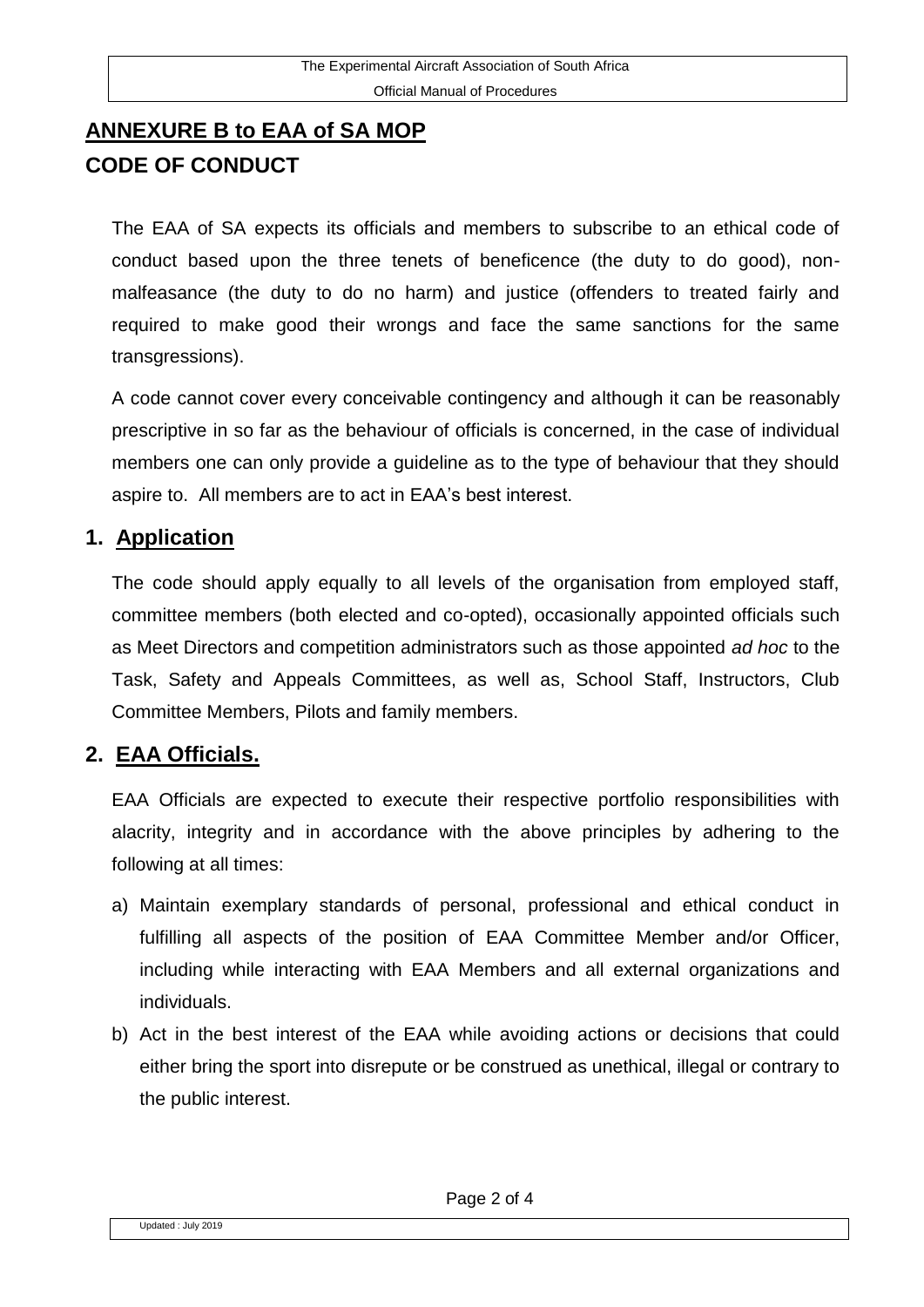# ANNEXURE B to EAA of SA MOP

# CODE OF CONDUCT

The EAA of SA expects its officials and members to subscribe to an ethical code of conduct based upon the three tenets of beneficence (the duty to do good), non-malfeasance (the duty to do no harm) and justice (offenders to treated fairly and required to make good their wrongs and face the same sanctions for the same transgressions).

A code cannot cover every conceivable contingency and although it can be reasonably prescriptive in so far as the behaviour of officials is concerned, in the case of individual members one can only provide a guideline as to the type of behaviour that they should aspire to. All members are to act in EAA's best interest.

## 1. Application

The code should apply equally to all levels of the organisation from employed staff, committee members (both elected and co-opted), occasionally appointed officials such as Meet Directors and competition administrators such as those appointed *ad hoc* to the Task, Safety and Appeals Committees, as well as, School Staff, Instructors, Club Committee Members, Pilots and family members.

## 2. EAA Officials.

EAA Officials are expected to execute their respective portfolio responsibilities with alacrity, integrity and in accordance with the above principles by adhering to the following at all times:

a) Maintain exemplary standards of personal, professional and ethical conduct in fulfilling all aspects of the position of EAA Committee Member and/or Officer, including while interacting with EAA Members and all external organizations and individuals.

b) Act in the best interest of the EAA while avoiding actions or decisions that could either bring the sport into disrepute or be construed as unethical, illegal or contrary to the public interest.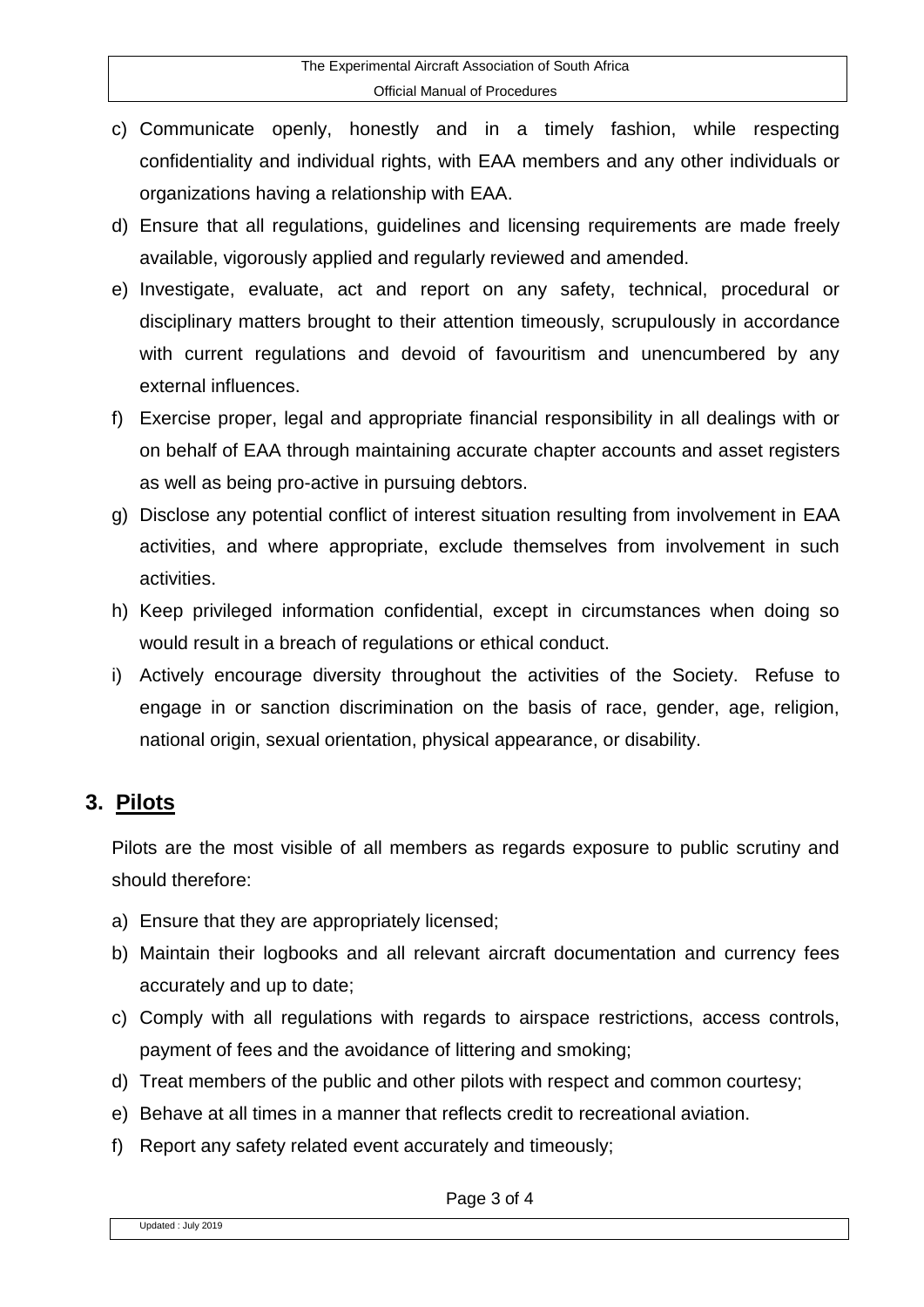c) Communicate openly, honestly and in a timely fashion, while respecting confidentiality and individual rights, with EAA members and any other individuals or organizations having a relationship with EAA.
d) Ensure that all regulations, guidelines and licensing requirements are made freely available, vigorously applied and regularly reviewed and amended.
e) Investigate, evaluate, act and report on any safety, technical, procedural or disciplinary matters brought to their attention timeously, scrupulously in accordance with current regulations and devoid of favouritism and unencumbered by any external influences.
f) Exercise proper, legal and appropriate financial responsibility in all dealings with or on behalf of EAA through maintaining accurate chapter accounts and asset registers as well as being pro-active in pursuing debtors.
g) Disclose any potential conflict of interest situation resulting from involvement in EAA activities, and where appropriate, exclude themselves from involvement in such activities.
h) Keep privileged information confidential, except in circumstances when doing so would result in a breach of regulations or ethical conduct.
i) Actively encourage diversity throughout the activities of the Society. Refuse to engage in or sanction discrimination on the basis of race, gender, age, religion, national origin, sexual orientation, physical appearance, or disability.

## 3. Pilots

Pilots are the most visible of all members as regards exposure to public scrutiny and should therefore:

a) Ensure that they are appropriately licensed;
b) Maintain their logbooks and all relevant aircraft documentation and currency fees accurately and up to date;
c) Comply with all regulations with regards to airspace restrictions, access controls, payment of fees and the avoidance of littering and smoking;
d) Treat members of the public and other pilots with respect and common courtesy;
e) Behave at all times in a manner that reflects credit to recreational aviation.
f) Report any safety related event accurately and timeously;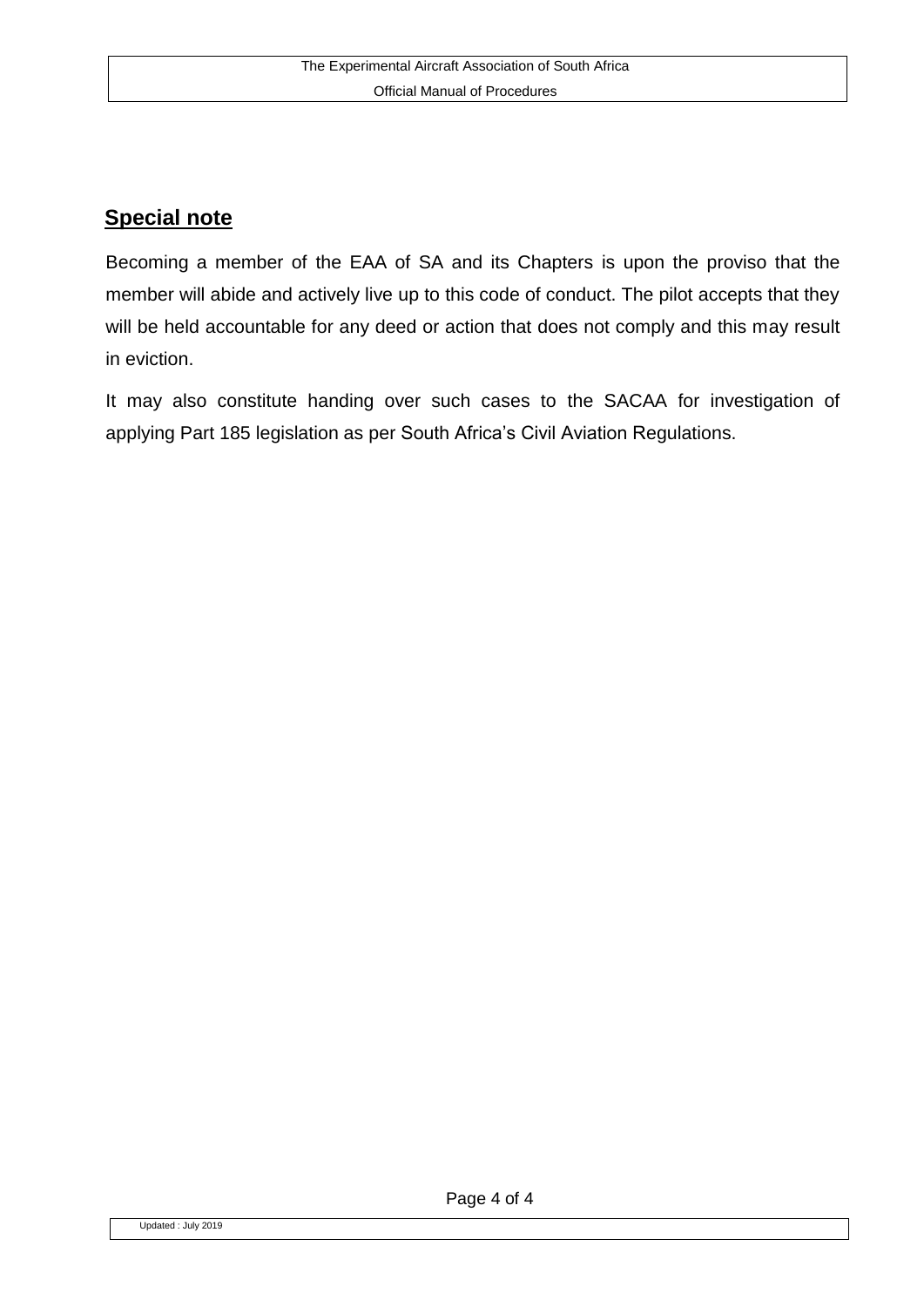## Special note

Becoming a member of the EAA of SA and its Chapters is upon the proviso that the member will abide and actively live up to this code of conduct. The pilot accepts that they will be held accountable for any deed or action that does not comply and this may result in eviction.

It may also constitute handing over such cases to the SACAA for investigation of applying Part 185 legislation as per South Africa's Civil Aviation Regulations.